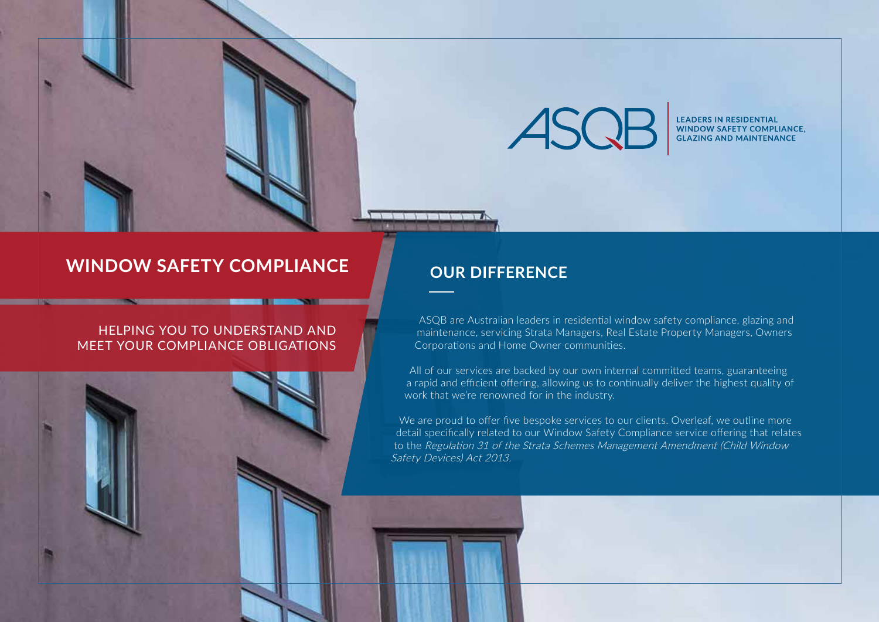ASQB

**LEADERS IN RESIDENTIAL WINDOW SAFETY COMPLIANCE, GLAZING AND MAINTENANCE**

# WINDOW SAFETY COMPLIANCE

HELPING YOU TO UNDERSTAND AND MEET YOUR COMPLIANCE OBLIGATIONS

## OUR DIFFERENCE

ASQB are Australian leaders in residential window safety compliance, glazing and maintenance, servicing Strata Managers, Real Estate Property Managers, Owners Corporations and Home Owner communities.

All of our services are backed by our own internal committed teams, guaranteeing a rapid and efficient offering, allowing us to continually deliver the highest quality of work that we're renowned for in the industry.

We are proud to offer five bespoke services to our clients. Overleaf, we outline more detail specifically related to our Window Safety Compliance service offering that relates to the *Regulation 31 of the Strata Schemes Management Amendment (Child Window Safety Devices) Act 2013.*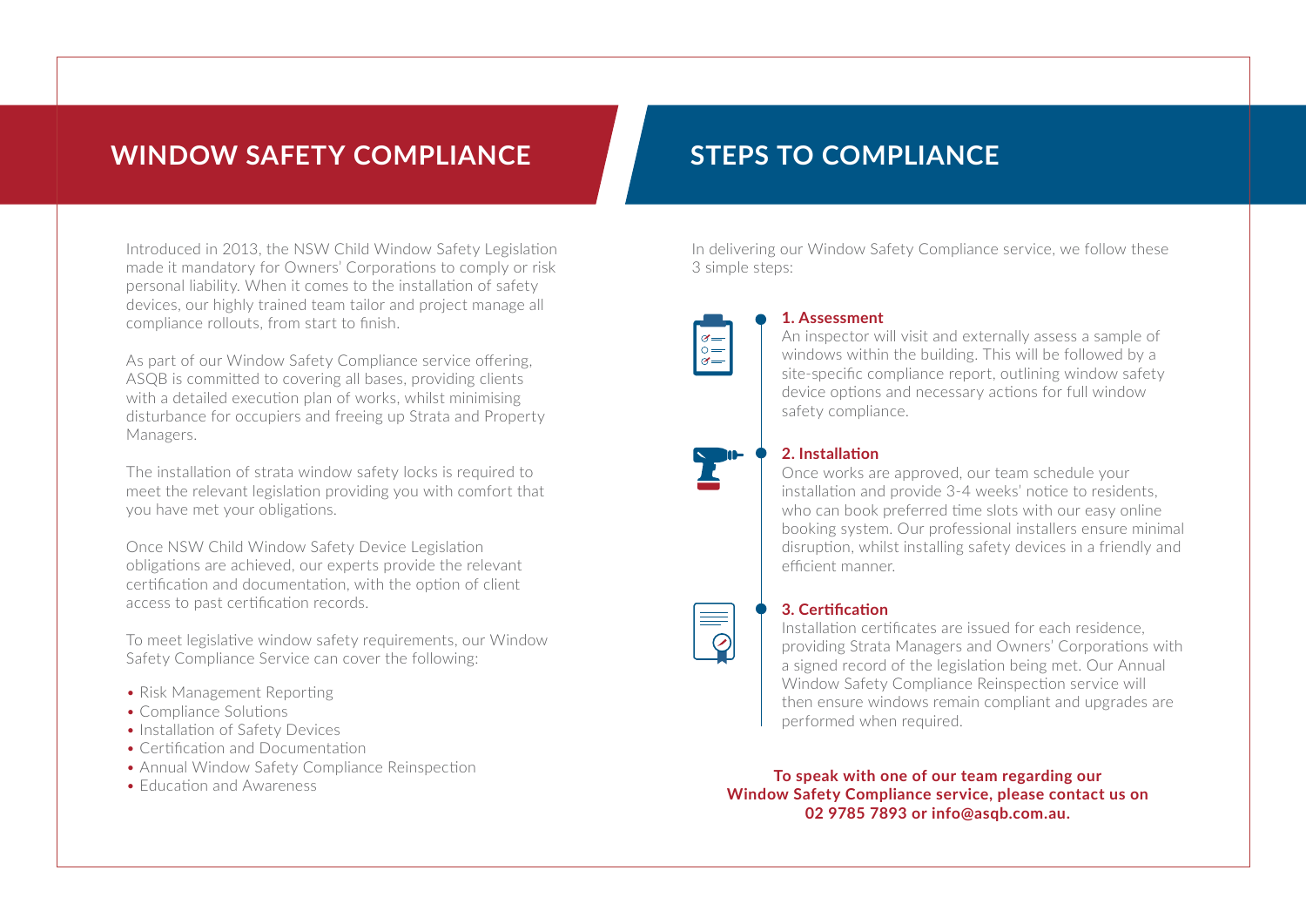## WINDOW SAFETY COMPLIANCE

Introduced in 2013, the NSW Child Window Safety Legislation made it mandatory for Owners' Corporations to comply or risk personal liability. When it comes to the installation of safety devices, our highly trained team tailor and project manage all compliance rollouts, from start to finish.

As part of our Window Safety Compliance service offering, ASQB is committed to covering all bases, providing clients with a detailed execution plan of works, whilst minimising disturbance for occupiers and freeing up Strata and Property Managers.

The installation of strata window safety locks is required to meet the relevant legislation providing you with comfort that you have met your obligations.

Once NSW Child Window Safety Device Legislation obligations are achieved, our experts provide the relevant certification and documentation, with the option of client access to past certification records.

To meet legislative window safety requirements, our Window Safety Compliance Service can cover the following:

- Risk Management Reporting
- Compliance Solutions
- Installation of Safety Devices
- Certification and Documentation
- Annual Window Safety Compliance Reinspection
- Education and Awareness

## STEPS TO COMPLIANCE

In delivering our Window Safety Compliance service, we follow these 3 simple steps:

**1. Assessment**
An inspector will visit and externally assess a sample of windows within the building. This will be followed by a site-specific compliance report, outlining window safety device options and necessary actions for full window safety compliance.

**2. Installation**
Once works are approved, our team schedule your installation and provide 3-4 weeks' notice to residents, who can book preferred time slots with our easy online booking system. Our professional installers ensure minimal disruption, whilst installing safety devices in a friendly and efficient manner.

**3. Certification**
Installation certificates are issued for each residence, providing Strata Managers and Owners' Corporations with a signed record of the legislation being met. Our Annual Window Safety Compliance Reinspection service will then ensure windows remain compliant and upgrades are performed when required.

**To speak with one of our team regarding our Window Safety Compliance service, please contact us on 02 9785 7893 or info@asqb.com.au.**